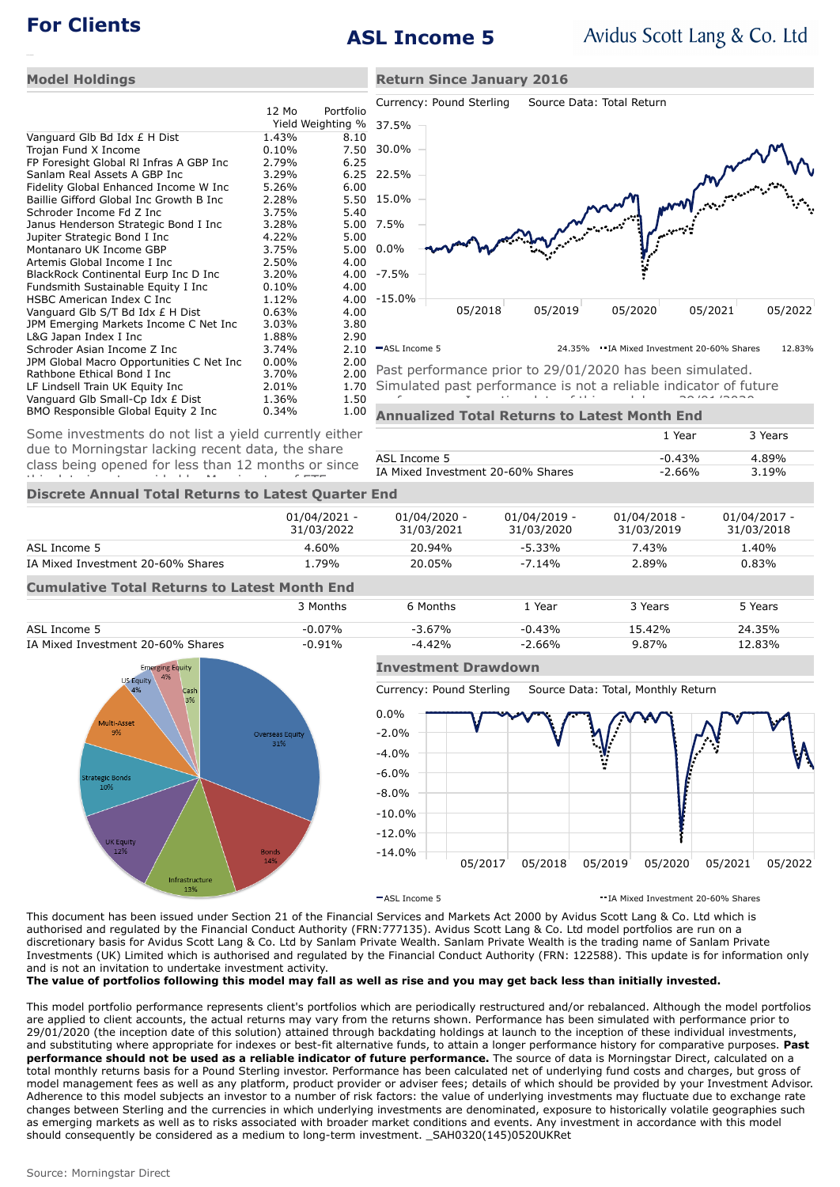# ASL Income 5

**For Clients** — Avidus Scott Lang & Co. Ltd

## Model Holdings

| | 12 Mo Yield | Portfolio Weighting % |
|---|---|---|
| Vanguard Glb Bd Idx £ H Dist | 1.43% | 8.10 |
| Trojan Fund X Income | 0.10% | 7.50 |
| FP Foresight Global Rl Infras A GBP Inc | 2.79% | 6.25 |
| Sanlam Real Assets A GBP Inc | 3.29% | 6.25 |
| Fidelity Global Enhanced Income W Inc | 5.26% | 6.00 |
| Baillie Gifford Global Inc Growth B Inc | 2.28% | 5.50 |
| Schroder Income Fd Z Inc | 3.75% | 5.40 |
| Janus Henderson Strategic Bond I Inc | 3.28% | 5.00 |
| Jupiter Strategic Bond I Inc | 4.22% | 5.00 |
| Montanaro UK Income GBP | 3.75% | 5.00 |
| Artemis Global Income I Inc | 2.50% | 4.00 |
| BlackRock Continental Eurp Inc D Inc | 3.20% | 4.00 |
| Fundsmith Sustainable Equity I Inc | 0.10% | 4.00 |
| HSBC American Index C Inc | 1.12% | 4.00 |
| Vanguard Glb S/T Bd Idx £ H Dist | 0.63% | 4.00 |
| JPM Emerging Markets Income C Net Inc | 3.03% | 3.80 |
| L&G Japan Index I Inc | 1.88% | 2.90 |
| Schroder Asian Income Z Inc | 3.74% | 2.10 |
| JPM Global Macro Opportunities C Net Inc | 0.00% | 2.00 |
| Rathbone Ethical Bond I Inc | 3.70% | 2.00 |
| LF Lindsell Train UK Equity Inc | 2.01% | 1.70 |
| Vanguard Glb Small-Cp Idx £ Dist | 1.36% | 1.50 |
| BMO Responsible Global Equity 2 Inc | 0.34% | 1.00 |

Some investments do not list a yield currently either due to Morningstar lacking recent data, the share class being opened for less than 12 months or since this data is not provided by Morningstar of ETFs.

## Return Since January 2016

Currency: Pound Sterling Source Data: Total Return

ASL Income 5: 24.35% — IA Mixed Investment 20-60% Shares: 12.83%

Past performance prior to 29/01/2020 has been simulated. Simulated past performance is not a reliable indicator of future performance. Inception date of this model was 29/01/2020.

## Annualized Total Returns to Latest Month End

| | 1 Year | 3 Years |
|---|---|---|
| ASL Income 5 | -0.43% | 4.89% |
| IA Mixed Investment 20-60% Shares | -2.66% | 3.19% |

## Discrete Annual Total Returns to Latest Quarter End

| | 01/04/2021 - 31/03/2022 | 01/04/2020 - 31/03/2021 | 01/04/2019 - 31/03/2020 | 01/04/2018 - 31/03/2019 | 01/04/2017 - 31/03/2018 |
|---|---|---|---|---|---|
| ASL Income 5 | 4.60% | 20.94% | -5.33% | 7.43% | 1.40% |
| IA Mixed Investment 20-60% Shares | 1.79% | 20.05% | -7.14% | 2.89% | 0.83% |

## Cumulative Total Returns to Latest Month End

| | 3 Months | 6 Months | 1 Year | 3 Years | 5 Years |
|---|---|---|---|---|---|
| ASL Income 5 | -0.07% | -3.67% | -0.43% | 15.42% | 24.35% |
| IA Mixed Investment 20-60% Shares | -0.91% | -4.42% | -2.66% | 9.87% | 12.83% |

Overseas Equity 31%, Bonds 14%, Infrastructure 13%, UK Equity 12%, Strategic Bonds 10%, Multi-Asset 9%, US Equity 4%, Emerging Equity 4%, Cash 3%

## Investment Drawdown

Currency: Pound Sterling Source Data: Total, Monthly Return

ASL Income 5 — IA Mixed Investment 20-60% Shares

This document has been issued under Section 21 of the Financial Services and Markets Act 2000 by Avidus Scott Lang & Co. Ltd which is authorised and regulated by the Financial Conduct Authority (FRN:777135). Avidus Scott Lang & Co. Ltd model portfolios are run on a discretionary basis for Avidus Scott Lang & Co. Ltd by Sanlam Private Wealth. Sanlam Private Wealth is the trading name of Sanlam Private Investments (UK) Limited which is authorised and regulated by the Financial Conduct Authority (FRN: 122588). This update is for information only and is not an invitation to undertake investment activity.

**The value of portfolios following this model may fall as well as rise and you may get back less than initially invested.**

This model portfolio performance represents client's portfolios which are periodically restructured and/or rebalanced. Although the model portfolios are applied to client accounts, the actual returns may vary from the returns shown. Performance has been simulated with performance prior to 29/01/2020 (the inception date of this solution) attained through backdating holdings at launch to the inception of these individual investments, and substituting where appropriate for indexes or best-fit alternative funds, to attain a longer performance history for comparative purposes. **Past performance should not be used as a reliable indicator of future performance.** The source of data is Morningstar Direct, calculated on a total monthly returns basis for a Pound Sterling investor. Performance has been calculated net of underlying fund costs and charges, but gross of model management fees as well as any platform, product provider or adviser fees; details of which should be provided by your Investment Advisor. Adherence to this model subjects an investor to a number of risk factors: the value of underlying investments may fluctuate due to exchange rate changes between Sterling and the currencies in which underlying investments are denominated, exposure to historically volatile geographies such as emerging markets as well as to risks associated with broader market conditions and events. Any investment in accordance with this model should consequently be considered as a medium to long-term investment. _SAH0320(145)0520UKRet

Source: Morningstar Direct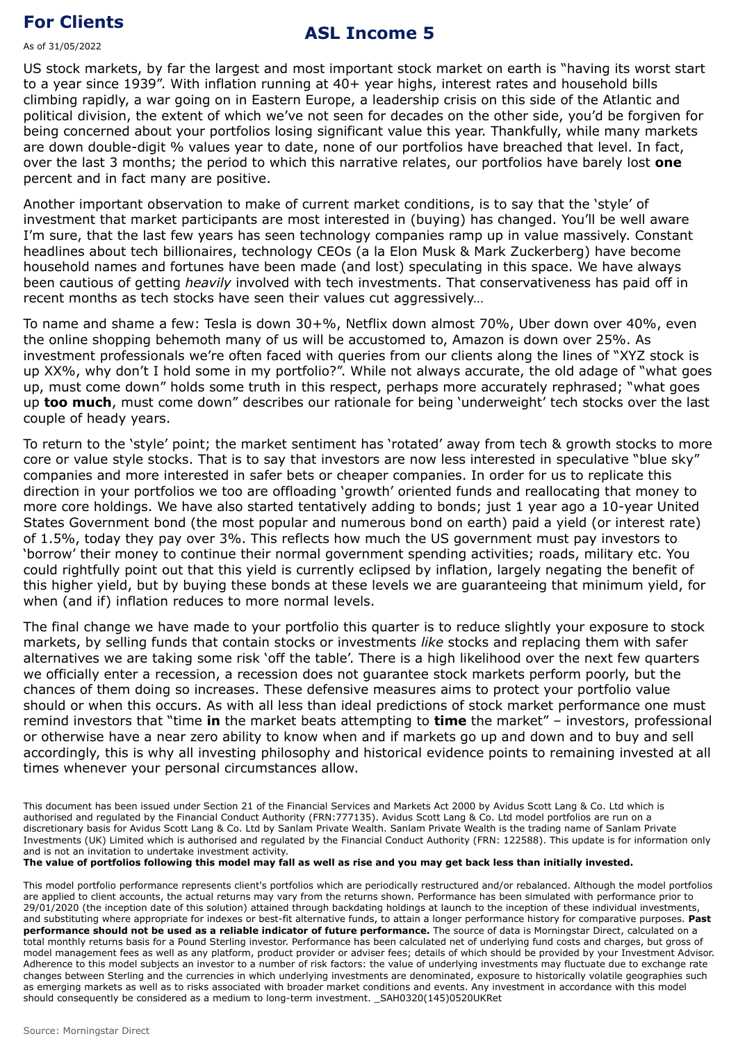# For Clients

As of 31/05/2022

# ASL Income 5

US stock markets, by far the largest and most important stock market on earth is "having its worst start to a year since 1939". With inflation running at 40+ year highs, interest rates and household bills climbing rapidly, a war going on in Eastern Europe, a leadership crisis on this side of the Atlantic and political division, the extent of which we've not seen for decades on the other side, you'd be forgiven for being concerned about your portfolios losing significant value this year. Thankfully, while many markets are down double-digit % values year to date, none of our portfolios have breached that level. In fact, over the last 3 months; the period to which this narrative relates, our portfolios have barely lost **one** percent and in fact many are positive.

Another important observation to make of current market conditions, is to say that the 'style' of investment that market participants are most interested in (buying) has changed. You'll be well aware I'm sure, that the last few years has seen technology companies ramp up in value massively. Constant headlines about tech billionaires, technology CEOs (a la Elon Musk & Mark Zuckerberg) have become household names and fortunes have been made (and lost) speculating in this space. We have always been cautious of getting *heavily* involved with tech investments. That conservativeness has paid off in recent months as tech stocks have seen their values cut aggressively…

To name and shame a few: Tesla is down 30+%, Netflix down almost 70%, Uber down over 40%, even the online shopping behemoth many of us will be accustomed to, Amazon is down over 25%. As investment professionals we're often faced with queries from our clients along the lines of "XYZ stock is up XX%, why don't I hold some in my portfolio?". While not always accurate, the old adage of "what goes up, must come down" holds some truth in this respect, perhaps more accurately rephrased; "what goes up **too much**, must come down" describes our rationale for being 'underweight' tech stocks over the last couple of heady years.

To return to the 'style' point; the market sentiment has 'rotated' away from tech & growth stocks to more core or value style stocks. That is to say that investors are now less interested in speculative "blue sky" companies and more interested in safer bets or cheaper companies. In order for us to replicate this direction in your portfolios we too are offloading 'growth' oriented funds and reallocating that money to more core holdings. We have also started tentatively adding to bonds; just 1 year ago a 10-year United States Government bond (the most popular and numerous bond on earth) paid a yield (or interest rate) of 1.5%, today they pay over 3%. This reflects how much the US government must pay investors to 'borrow' their money to continue their normal government spending activities; roads, military etc. You could rightfully point out that this yield is currently eclipsed by inflation, largely negating the benefit of this higher yield, but by buying these bonds at these levels we are guaranteeing that minimum yield, for when (and if) inflation reduces to more normal levels.

The final change we have made to your portfolio this quarter is to reduce slightly your exposure to stock markets, by selling funds that contain stocks or investments *like* stocks and replacing them with safer alternatives we are taking some risk 'off the table'. There is a high likelihood over the next few quarters we officially enter a recession, a recession does not guarantee stock markets perform poorly, but the chances of them doing so increases. These defensive measures aims to protect your portfolio value should or when this occurs. As with all less than ideal predictions of stock market performance one must remind investors that "time **in** the market beats attempting to **time** the market" – investors, professional or otherwise have a near zero ability to know when and if markets go up and down and to buy and sell accordingly, this is why all investing philosophy and historical evidence points to remaining invested at all times whenever your personal circumstances allow.

This document has been issued under Section 21 of the Financial Services and Markets Act 2000 by Avidus Scott Lang & Co. Ltd which is authorised and regulated by the Financial Conduct Authority (FRN:777135). Avidus Scott Lang & Co. Ltd model portfolios are run on a discretionary basis for Avidus Scott Lang & Co. Ltd by Sanlam Private Wealth. Sanlam Private Wealth is the trading name of Sanlam Private Investments (UK) Limited which is authorised and regulated by the Financial Conduct Authority (FRN: 122588). This update is for information only and is not an invitation to undertake investment activity.
**The value of portfolios following this model may fall as well as rise and you may get back less than initially invested.**

This model portfolio performance represents client's portfolios which are periodically restructured and/or rebalanced. Although the model portfolios are applied to client accounts, the actual returns may vary from the returns shown. Performance has been simulated with performance prior to 29/01/2020 (the inception date of this solution) attained through backdating holdings at launch to the inception of these individual investments, and substituting where appropriate for indexes or best-fit alternative funds, to attain a longer performance history for comparative purposes. **Past performance should not be used as a reliable indicator of future performance.** The source of data is Morningstar Direct, calculated on a total monthly returns basis for a Pound Sterling investor. Performance has been calculated net of underlying fund costs and charges, but gross of model management fees as well as any platform, product provider or adviser fees; details of which should be provided by your Investment Advisor. Adherence to this model subjects an investor to a number of risk factors: the value of underlying investments may fluctuate due to exchange rate changes between Sterling and the currencies in which underlying investments are denominated, exposure to historically volatile geographies such as emerging markets as well as to risks associated with broader market conditions and events. Any investment in accordance with this model should consequently be considered as a medium to long-term investment. _SAH0320(145)0520UKRet

Source: Morningstar Direct